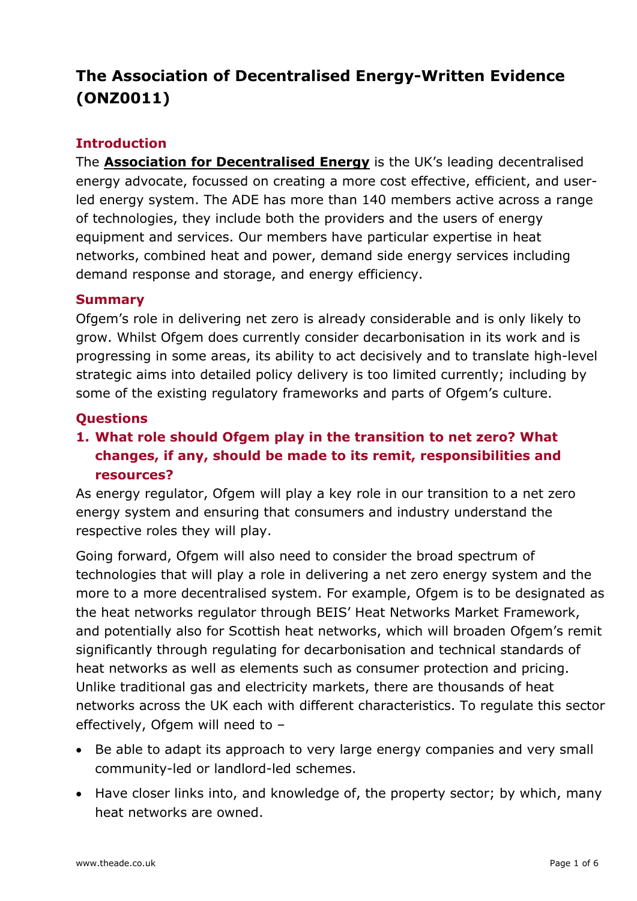# The Association of Decentralised Energy-Written Evidence (ONZ0011)

## Introduction

The **Association for Decentralised Energy** is the UK's leading decentralised energy advocate, focussed on creating a more cost effective, efficient, and user-led energy system. The ADE has more than 140 members active across a range of technologies, they include both the providers and the users of energy equipment and services. Our members have particular expertise in heat networks, combined heat and power, demand side energy services including demand response and storage, and energy efficiency.

## Summary

Ofgem's role in delivering net zero is already considerable and is only likely to grow. Whilst Ofgem does currently consider decarbonisation in its work and is progressing in some areas, its ability to act decisively and to translate high-level strategic aims into detailed policy delivery is too limited currently; including by some of the existing regulatory frameworks and parts of Ofgem's culture.

## Questions

### 1. What role should Ofgem play in the transition to net zero? What changes, if any, should be made to its remit, responsibilities and resources?

As energy regulator, Ofgem will play a key role in our transition to a net zero energy system and ensuring that consumers and industry understand the respective roles they will play.

Going forward, Ofgem will also need to consider the broad spectrum of technologies that will play a role in delivering a net zero energy system and the more to a more decentralised system. For example, Ofgem is to be designated as the heat networks regulator through BEIS' Heat Networks Market Framework, and potentially also for Scottish heat networks, which will broaden Ofgem's remit significantly through regulating for decarbonisation and technical standards of heat networks as well as elements such as consumer protection and pricing. Unlike traditional gas and electricity markets, there are thousands of heat networks across the UK each with different characteristics. To regulate this sector effectively, Ofgem will need to –

- Be able to adapt its approach to very large energy companies and very small community-led or landlord-led schemes.
- Have closer links into, and knowledge of, the property sector; by which, many heat networks are owned.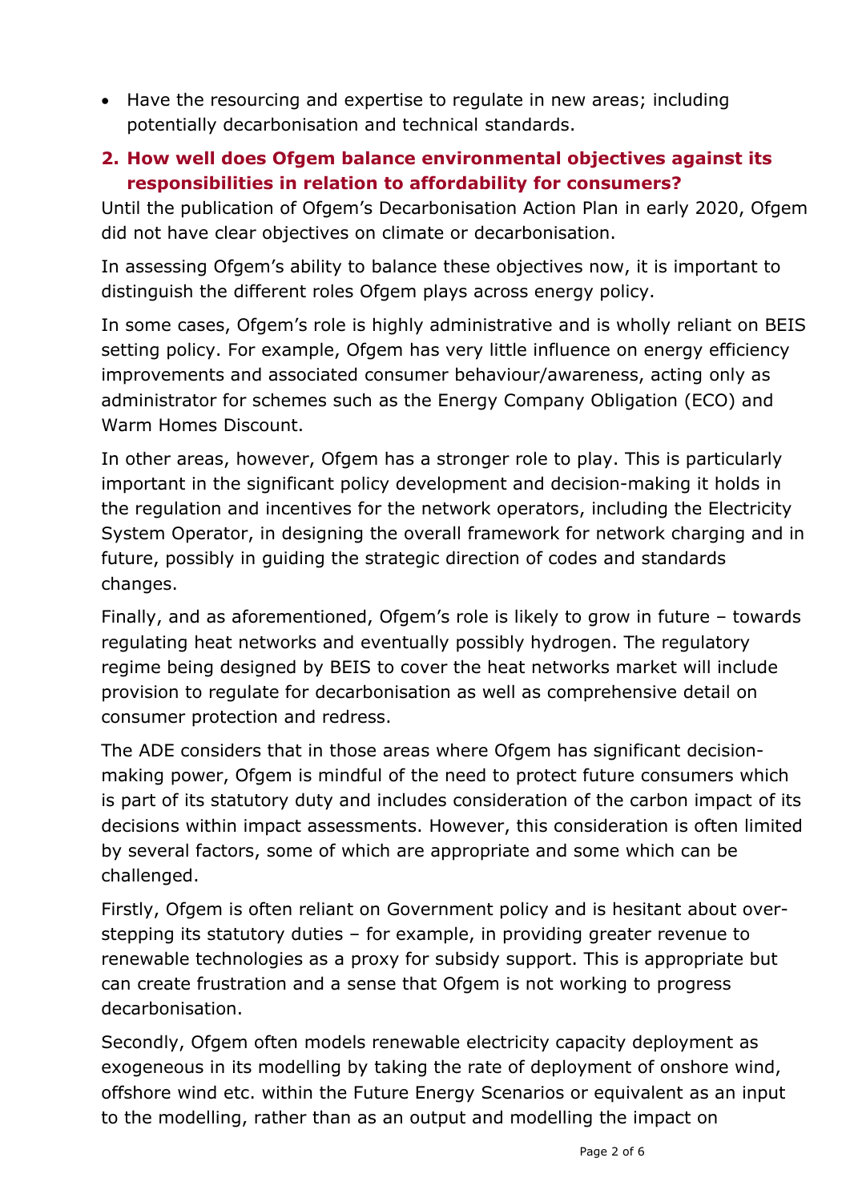- Have the resourcing and expertise to regulate in new areas; including potentially decarbonisation and technical standards.

## 2. How well does Ofgem balance environmental objectives against its responsibilities in relation to affordability for consumers?

Until the publication of Ofgem's Decarbonisation Action Plan in early 2020, Ofgem did not have clear objectives on climate or decarbonisation.

In assessing Ofgem's ability to balance these objectives now, it is important to distinguish the different roles Ofgem plays across energy policy.

In some cases, Ofgem's role is highly administrative and is wholly reliant on BEIS setting policy. For example, Ofgem has very little influence on energy efficiency improvements and associated consumer behaviour/awareness, acting only as administrator for schemes such as the Energy Company Obligation (ECO) and Warm Homes Discount.

In other areas, however, Ofgem has a stronger role to play. This is particularly important in the significant policy development and decision-making it holds in the regulation and incentives for the network operators, including the Electricity System Operator, in designing the overall framework for network charging and in future, possibly in guiding the strategic direction of codes and standards changes.

Finally, and as aforementioned, Ofgem's role is likely to grow in future – towards regulating heat networks and eventually possibly hydrogen. The regulatory regime being designed by BEIS to cover the heat networks market will include provision to regulate for decarbonisation as well as comprehensive detail on consumer protection and redress.

The ADE considers that in those areas where Ofgem has significant decision-making power, Ofgem is mindful of the need to protect future consumers which is part of its statutory duty and includes consideration of the carbon impact of its decisions within impact assessments. However, this consideration is often limited by several factors, some of which are appropriate and some which can be challenged.

Firstly, Ofgem is often reliant on Government policy and is hesitant about over-stepping its statutory duties – for example, in providing greater revenue to renewable technologies as a proxy for subsidy support. This is appropriate but can create frustration and a sense that Ofgem is not working to progress decarbonisation.

Secondly, Ofgem often models renewable electricity capacity deployment as exogeneous in its modelling by taking the rate of deployment of onshore wind, offshore wind etc. within the Future Energy Scenarios or equivalent as an input to the modelling, rather than as an output and modelling the impact on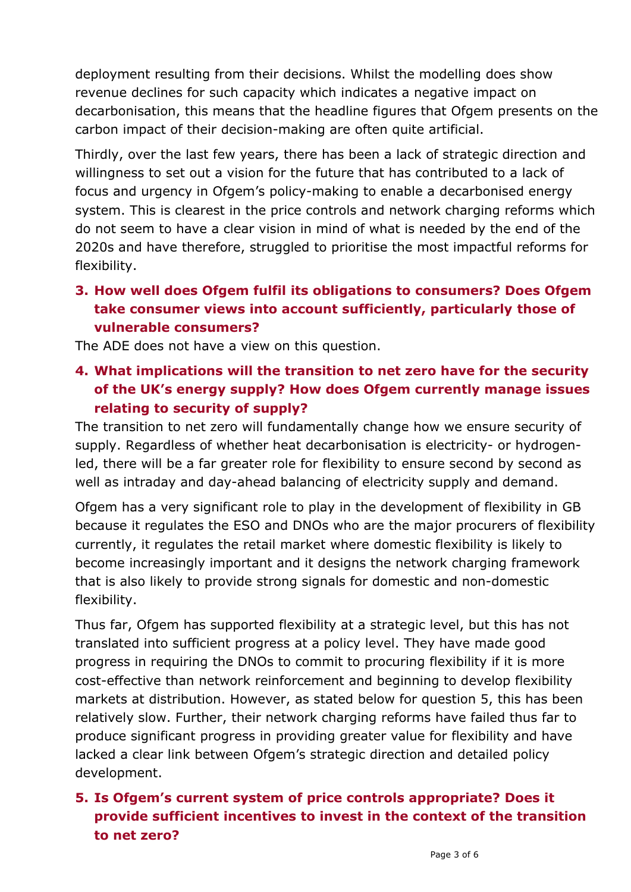deployment resulting from their decisions. Whilst the modelling does show revenue declines for such capacity which indicates a negative impact on decarbonisation, this means that the headline figures that Ofgem presents on the carbon impact of their decision-making are often quite artificial.

Thirdly, over the last few years, there has been a lack of strategic direction and willingness to set out a vision for the future that has contributed to a lack of focus and urgency in Ofgem's policy-making to enable a decarbonised energy system. This is clearest in the price controls and network charging reforms which do not seem to have a clear vision in mind of what is needed by the end of the 2020s and have therefore, struggled to prioritise the most impactful reforms for flexibility.

3. **How well does Ofgem fulfil its obligations to consumers? Does Ofgem take consumer views into account sufficiently, particularly those of vulnerable consumers?**

The ADE does not have a view on this question.

4. **What implications will the transition to net zero have for the security of the UK's energy supply? How does Ofgem currently manage issues relating to security of supply?**

The transition to net zero will fundamentally change how we ensure security of supply. Regardless of whether heat decarbonisation is electricity- or hydrogen-led, there will be a far greater role for flexibility to ensure second by second as well as intraday and day-ahead balancing of electricity supply and demand.

Ofgem has a very significant role to play in the development of flexibility in GB because it regulates the ESO and DNOs who are the major procurers of flexibility currently, it regulates the retail market where domestic flexibility is likely to become increasingly important and it designs the network charging framework that is also likely to provide strong signals for domestic and non-domestic flexibility.

Thus far, Ofgem has supported flexibility at a strategic level, but this has not translated into sufficient progress at a policy level. They have made good progress in requiring the DNOs to commit to procuring flexibility if it is more cost-effective than network reinforcement and beginning to develop flexibility markets at distribution. However, as stated below for question 5, this has been relatively slow. Further, their network charging reforms have failed thus far to produce significant progress in providing greater value for flexibility and have lacked a clear link between Ofgem's strategic direction and detailed policy development.

5. **Is Ofgem's current system of price controls appropriate? Does it provide sufficient incentives to invest in the context of the transition to net zero?**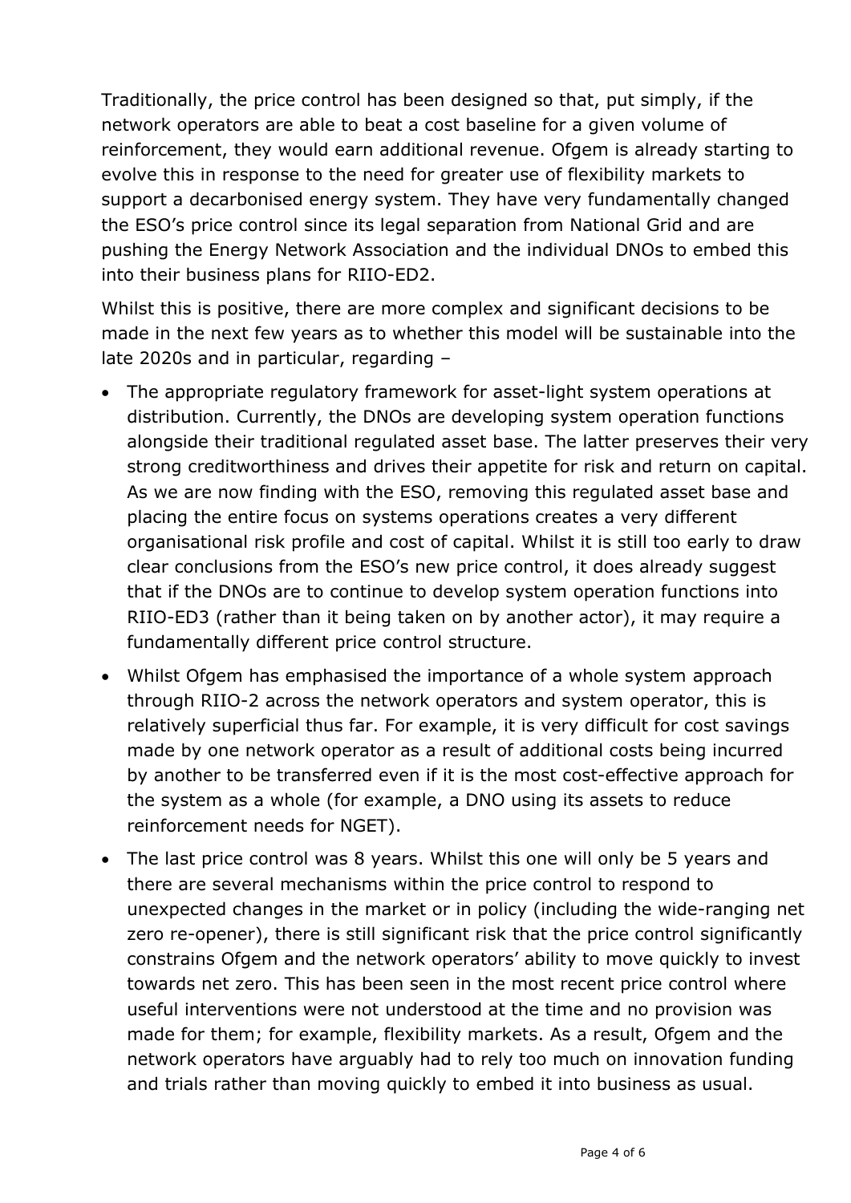Traditionally, the price control has been designed so that, put simply, if the network operators are able to beat a cost baseline for a given volume of reinforcement, they would earn additional revenue. Ofgem is already starting to evolve this in response to the need for greater use of flexibility markets to support a decarbonised energy system. They have very fundamentally changed the ESO's price control since its legal separation from National Grid and are pushing the Energy Network Association and the individual DNOs to embed this into their business plans for RIIO-ED2.

Whilst this is positive, there are more complex and significant decisions to be made in the next few years as to whether this model will be sustainable into the late 2020s and in particular, regarding –

- The appropriate regulatory framework for asset-light system operations at distribution. Currently, the DNOs are developing system operation functions alongside their traditional regulated asset base. The latter preserves their very strong creditworthiness and drives their appetite for risk and return on capital. As we are now finding with the ESO, removing this regulated asset base and placing the entire focus on systems operations creates a very different organisational risk profile and cost of capital. Whilst it is still too early to draw clear conclusions from the ESO's new price control, it does already suggest that if the DNOs are to continue to develop system operation functions into RIIO-ED3 (rather than it being taken on by another actor), it may require a fundamentally different price control structure.
- Whilst Ofgem has emphasised the importance of a whole system approach through RIIO-2 across the network operators and system operator, this is relatively superficial thus far. For example, it is very difficult for cost savings made by one network operator as a result of additional costs being incurred by another to be transferred even if it is the most cost-effective approach for the system as a whole (for example, a DNO using its assets to reduce reinforcement needs for NGET).
- The last price control was 8 years. Whilst this one will only be 5 years and there are several mechanisms within the price control to respond to unexpected changes in the market or in policy (including the wide-ranging net zero re-opener), there is still significant risk that the price control significantly constrains Ofgem and the network operators' ability to move quickly to invest towards net zero. This has been seen in the most recent price control where useful interventions were not understood at the time and no provision was made for them; for example, flexibility markets. As a result, Ofgem and the network operators have arguably had to rely too much on innovation funding and trials rather than moving quickly to embed it into business as usual.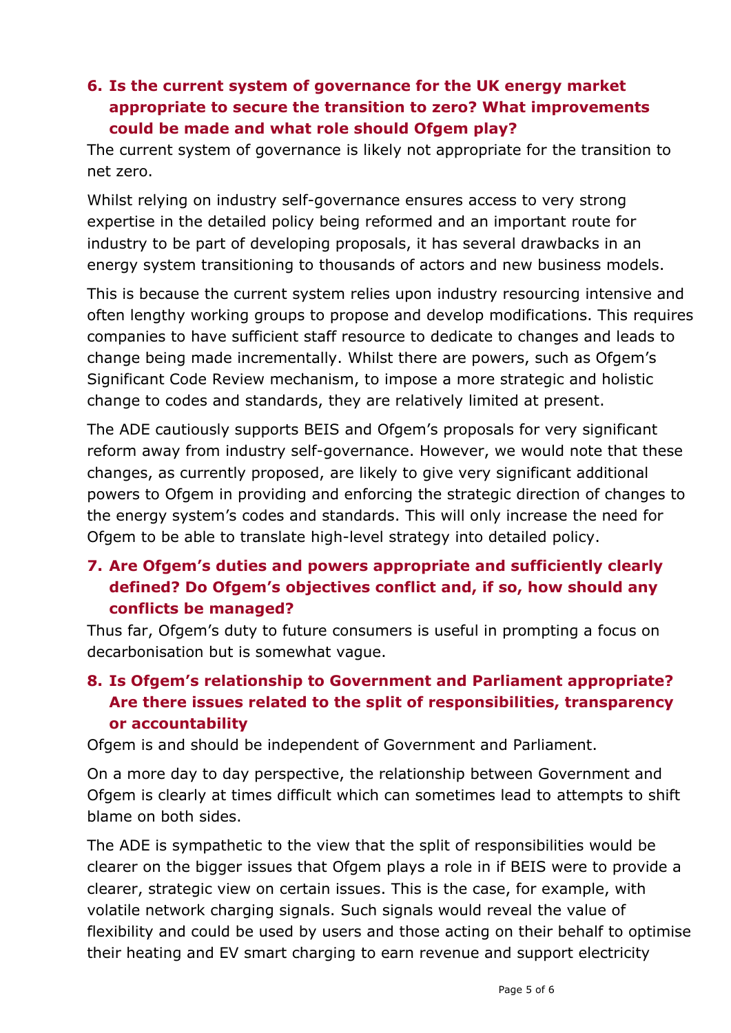## 6. Is the current system of governance for the UK energy market appropriate to secure the transition to zero? What improvements could be made and what role should Ofgem play?

The current system of governance is likely not appropriate for the transition to net zero.

Whilst relying on industry self-governance ensures access to very strong expertise in the detailed policy being reformed and an important route for industry to be part of developing proposals, it has several drawbacks in an energy system transitioning to thousands of actors and new business models.

This is because the current system relies upon industry resourcing intensive and often lengthy working groups to propose and develop modifications. This requires companies to have sufficient staff resource to dedicate to changes and leads to change being made incrementally. Whilst there are powers, such as Ofgem's Significant Code Review mechanism, to impose a more strategic and holistic change to codes and standards, they are relatively limited at present.

The ADE cautiously supports BEIS and Ofgem's proposals for very significant reform away from industry self-governance. However, we would note that these changes, as currently proposed, are likely to give very significant additional powers to Ofgem in providing and enforcing the strategic direction of changes to the energy system's codes and standards. This will only increase the need for Ofgem to be able to translate high-level strategy into detailed policy.

## 7. Are Ofgem's duties and powers appropriate and sufficiently clearly defined? Do Ofgem's objectives conflict and, if so, how should any conflicts be managed?

Thus far, Ofgem's duty to future consumers is useful in prompting a focus on decarbonisation but is somewhat vague.

## 8. Is Ofgem's relationship to Government and Parliament appropriate? Are there issues related to the split of responsibilities, transparency or accountability

Ofgem is and should be independent of Government and Parliament.

On a more day to day perspective, the relationship between Government and Ofgem is clearly at times difficult which can sometimes lead to attempts to shift blame on both sides.

The ADE is sympathetic to the view that the split of responsibilities would be clearer on the bigger issues that Ofgem plays a role in if BEIS were to provide a clearer, strategic view on certain issues. This is the case, for example, with volatile network charging signals. Such signals would reveal the value of flexibility and could be used by users and those acting on their behalf to optimise their heating and EV smart charging to earn revenue and support electricity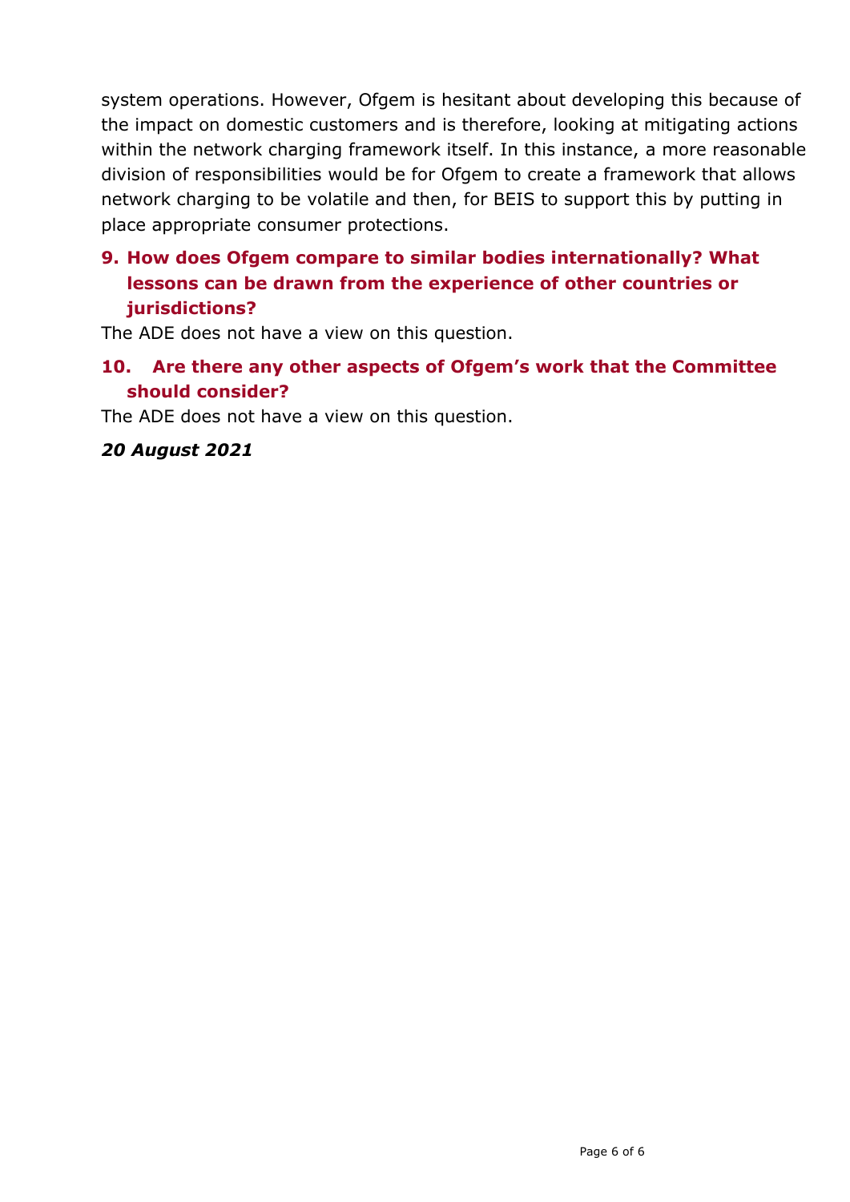system operations. However, Ofgem is hesitant about developing this because of the impact on domestic customers and is therefore, looking at mitigating actions within the network charging framework itself. In this instance, a more reasonable division of responsibilities would be for Ofgem to create a framework that allows network charging to be volatile and then, for BEIS to support this by putting in place appropriate consumer protections.

### 9. How does Ofgem compare to similar bodies internationally? What lessons can be drawn from the experience of other countries or jurisdictions?

The ADE does not have a view on this question.

### 10. Are there any other aspects of Ofgem's work that the Committee should consider?

The ADE does not have a view on this question.

***20 August 2021***